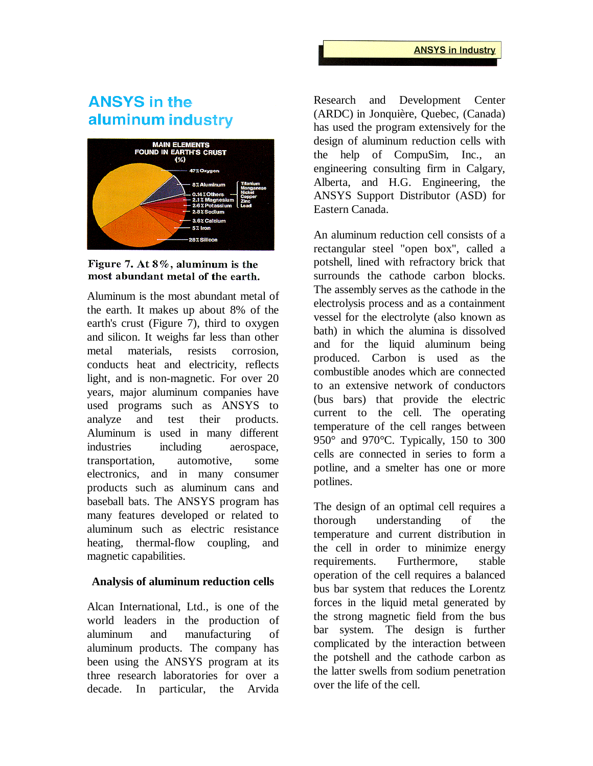# ANSYS in the aluminum industry

Figure 7. At 8%, aluminum is the most abundant metal of the earth.

Aluminum is the most abundant metal of the earth. It makes up about 8% of the earth's crust (Figure 7), third to oxygen and silicon. It weighs far less than other metal materials, resists corrosion, conducts heat and electricity, reflects light, and is non-magnetic. For over 20 years, major aluminum companies have used programs such as ANSYS to analyze and test their products. Aluminum is used in many different industries including aerospace, transportation, automotive, some electronics, and in many consumer products such as aluminum cans and baseball bats. The ANSYS program has many features developed or related to aluminum such as electric resistance heating, thermal-flow coupling, and magnetic capabilities.

## Analysis of aluminum reduction cells

Alcan International, Ltd., is one of the world leaders in the production of aluminum and manufacturing of aluminum products. The company has been using the ANSYS program at its three research laboratories for over a decade. In particular, the Arvida Research and Development Center (ARDC) in Jonquière, Quebec, (Canada) has used the program extensively for the design of aluminum reduction cells with the help of CompuSim, Inc., an engineering consulting firm in Calgary, Alberta, and H.G. Engineering, the ANSYS Support Distributor (ASD) for Eastern Canada.

An aluminum reduction cell consists of a rectangular steel "open box", called a potshell, lined with refractory brick that surrounds the cathode carbon blocks. The assembly serves as the cathode in the electrolysis process and as a containment vessel for the electrolyte (also known as bath) in which the alumina is dissolved and for the liquid aluminum being produced. Carbon is used as the combustible anodes which are connected to an extensive network of conductors (bus bars) that provide the electric current to the cell. The operating temperature of the cell ranges between 950° and 970°C. Typically, 150 to 300 cells are connected in series to form a potline, and a smelter has one or more potlines.

The design of an optimal cell requires a thorough understanding of the temperature and current distribution in the cell in order to minimize energy requirements. Furthermore, stable operation of the cell requires a balanced bus bar system that reduces the Lorentz forces in the liquid metal generated by the strong magnetic field from the bus bar system. The design is further complicated by the interaction between the potshell and the cathode carbon as the latter swells from sodium penetration over the life of the cell.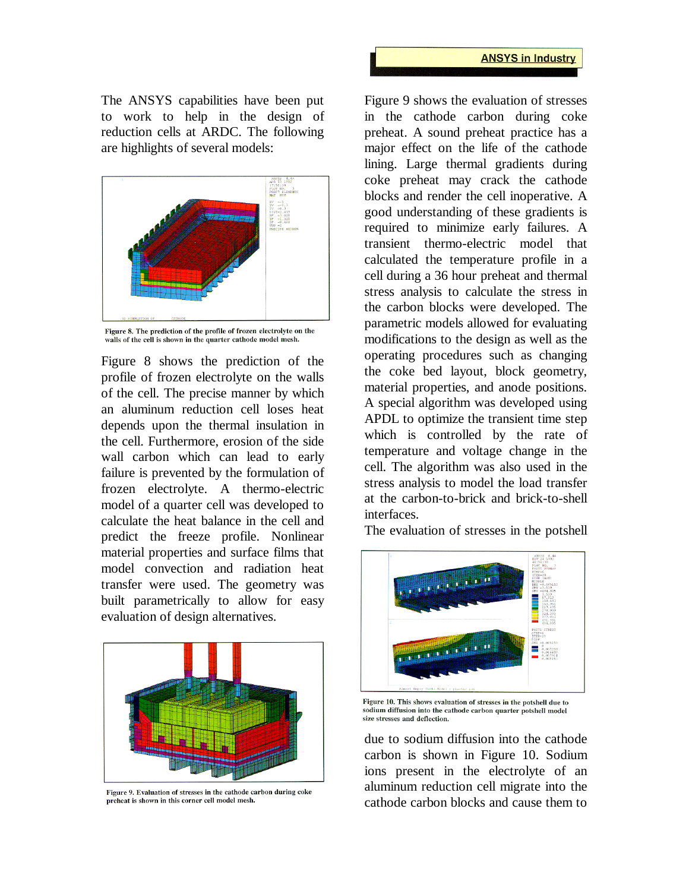The ANSYS capabilities have been put to work to help in the design of reduction cells at ARDC. The following are highlights of several models:

Figure 8. The prediction of the profile of frozen electrolyte on the walls of the cell is shown in the quarter cathode model mesh.

Figure 8 shows the prediction of the profile of frozen electrolyte on the walls of the cell. The precise manner by which an aluminum reduction cell loses heat depends upon the thermal insulation in the cell. Furthermore, erosion of the side wall carbon which can lead to early failure is prevented by the formulation of frozen electrolyte. A thermo-electric model of a quarter cell was developed to calculate the heat balance in the cell and predict the freeze profile. Nonlinear material properties and surface films that model convection and radiation heat transfer were used. The geometry was built parametrically to allow for easy evaluation of design alternatives.

Figure 9. Evaluation of stresses in the cathode carbon during coke preheat is shown in this corner cell model mesh.

Figure 9 shows the evaluation of stresses in the cathode carbon during coke preheat. A sound preheat practice has a major effect on the life of the cathode lining. Large thermal gradients during coke preheat may crack the cathode blocks and render the cell inoperative. A good understanding of these gradients is required to minimize early failures. A transient thermo-electric model that calculated the temperature profile in a cell during a 36 hour preheat and thermal stress analysis to calculate the stress in the carbon blocks were developed. The parametric models allowed for evaluating modifications to the design as well as the operating procedures such as changing the coke bed layout, block geometry, material properties, and anode positions. A special algorithm was developed using APDL to optimize the transient time step which is controlled by the rate of temperature and voltage change in the cell. The algorithm was also used in the stress analysis to model the load transfer at the carbon-to-brick and brick-to-shell interfaces.

The evaluation of stresses in the potshell due to sodium diffusion into the cathode carbon is shown in Figure 10. Sodium ions present in the electrolyte of an aluminum reduction cell migrate into the cathode carbon blocks and cause them to

Figure 10. This shows evaluation of stresses in the potshell due to sodium diffusion into the cathode carbon quarter potshell model size stresses and deflection.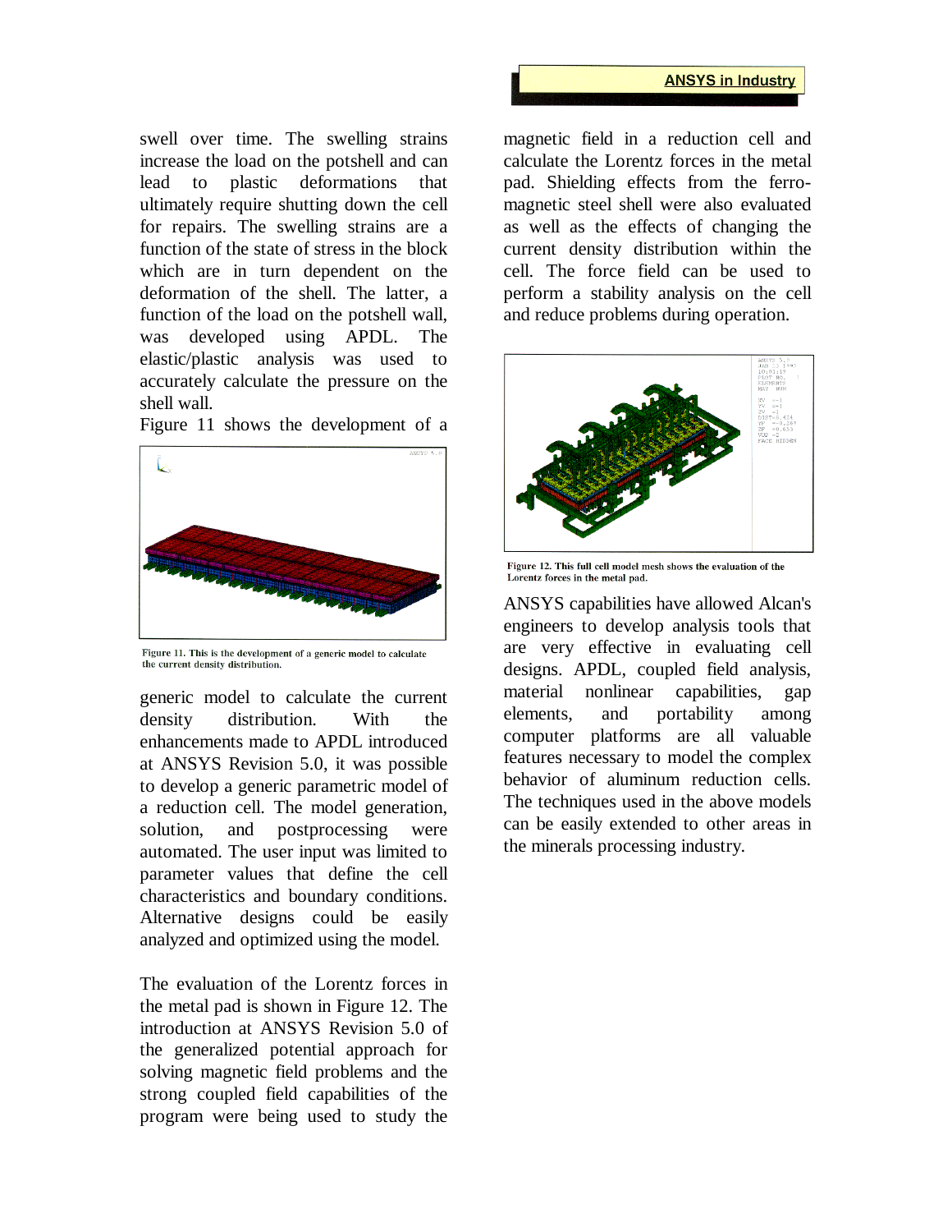swell over time. The swelling strains increase the load on the potshell and can lead to plastic deformations that ultimately require shutting down the cell for repairs. The swelling strains are a function of the state of stress in the block which are in turn dependent on the deformation of the shell. The latter, a function of the load on the potshell wall, was developed using APDL. The elastic/plastic analysis was used to accurately calculate the pressure on the shell wall.

Figure 11 shows the development of a generic model to calculate the current density distribution. With the enhancements made to APDL introduced at ANSYS Revision 5.0, it was possible to develop a generic parametric model of a reduction cell. The model generation, solution, and postprocessing were automated. The user input was limited to parameter values that define the cell characteristics and boundary conditions. Alternative designs could be easily analyzed and optimized using the model.

Figure 11. This is the development of a generic model to calculate the current density distribution.

The evaluation of the Lorentz forces in the metal pad is shown in Figure 12. The introduction at ANSYS Revision 5.0 of the generalized potential approach for solving magnetic field problems and the strong coupled field capabilities of the program were being used to study the magnetic field in a reduction cell and calculate the Lorentz forces in the metal pad. Shielding effects from the ferro-magnetic steel shell were also evaluated as well as the effects of changing the current density distribution within the cell. The force field can be used to perform a stability analysis on the cell and reduce problems during operation.

Figure 12. This full cell model mesh shows the evaluation of the Lorentz forces in the metal pad.

ANSYS capabilities have allowed Alcan's engineers to develop analysis tools that are very effective in evaluating cell designs. APDL, coupled field analysis, material nonlinear capabilities, gap elements, and portability among computer platforms are all valuable features necessary to model the complex behavior of aluminum reduction cells. The techniques used in the above models can be easily extended to other areas in the minerals processing industry.